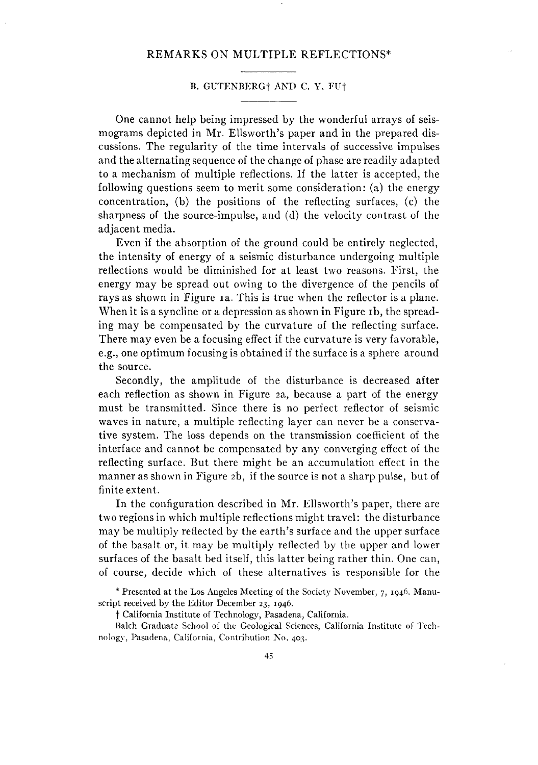# REMARKS ON MULTIPLE REFLECTIONS*

B. GUTENBERG† AND C. Y. FU†

One cannot help being impressed by the wonderful arrays of seismograms depicted in Mr. Ellsworth's paper and in the prepared discussions. The regularity of the time intervals of successive impulses and the alternating sequence of the change of phase are readily adapted to a mechanism of multiple reflections. If the latter is accepted, the following questions seem to merit some consideration: (a) the energy concentration, (b) the positions of the reflecting surfaces, (c) the sharpness of the source-impulse, and (d) the velocity contrast of the adjacent media.

Even if the absorption of the ground could be entirely neglected, the intensity of energy of a seismic disturbance undergoing multiple reflections would be diminished for at least two reasons. First, the energy may be spread out owing to the divergence of the pencils of rays as shown in Figure 1a. This is true when the reflector is a plane. When it is a syncline or a depression as shown in Figure 1b, the spreading may be compensated by the curvature of the reflecting surface. There may even be a focusing effect if the curvature is very favorable, e.g., one optimum focusing is obtained if the surface is a sphere around the source.

Secondly, the amplitude of the disturbance is decreased after each reflection as shown in Figure 2a, because a part of the energy must be transmitted. Since there is no perfect reflector of seismic waves in nature, a multiple reflecting layer can never be a conservative system. The loss depends on the transmission coefficient of the interface and cannot be compensated by any converging effect of the reflecting surface. But there might be an accumulation effect in the manner as shown in Figure 2b, if the source is not a sharp pulse, but of finite extent.

In the configuration described in Mr. Ellsworth's paper, there are two regions in which multiple reflections might travel: the disturbance may be multiply reflected by the earth's surface and the upper surface of the basalt or, it may be multiply reflected by the upper and lower surfaces of the basalt bed itself, this latter being rather thin. One can, of course, decide which of these alternatives is responsible for the

\* Presented at the Los Angeles Meeting of the Society November, 7, 1946. Manuscript received by the Editor December 23, 1946.

† California Institute of Technology, Pasadena, California.

Balch Graduate School of the Geological Sciences, California Institute of Technology, Pasadena, California, Contribution No. 403.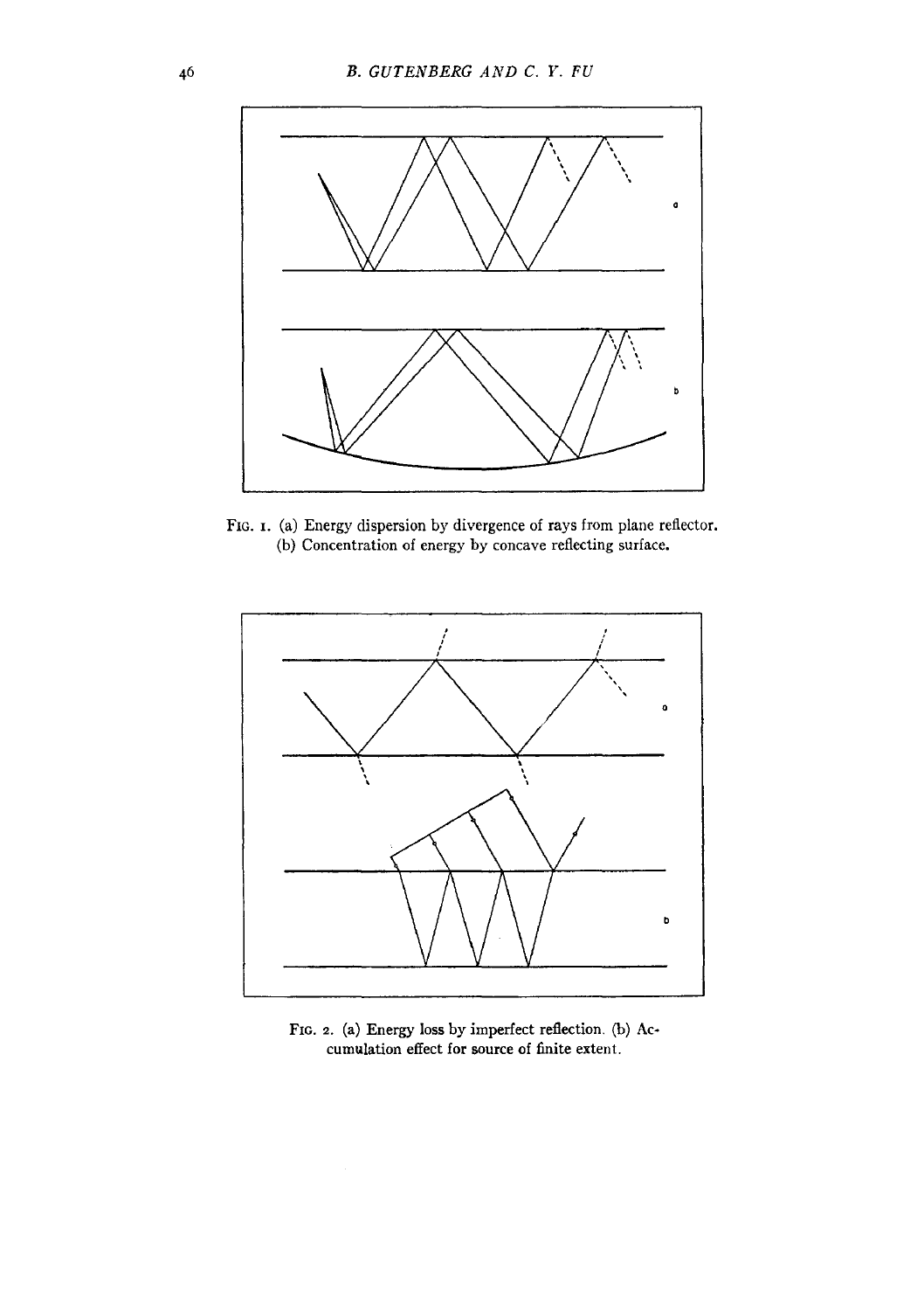FIG. 1. (a) Energy dispersion by divergence of rays from plane reflector. (b) Concentration of energy by concave reflecting surface.

FIG. 2. (a) Energy loss by imperfect reflection. (b) Accumulation effect for source of finite extent.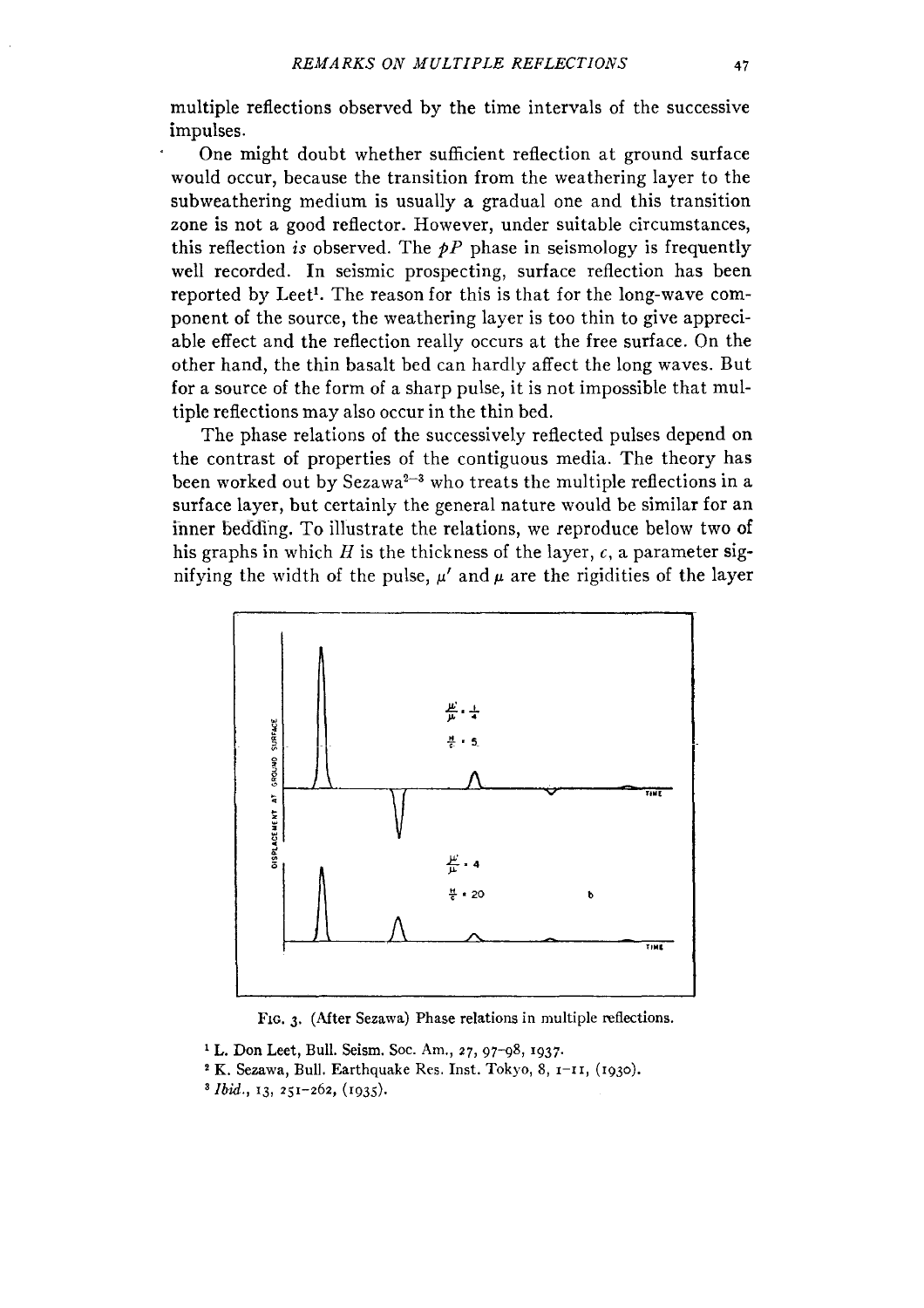multiple reflections observed by the time intervals of the successive impulses.

One might doubt whether sufficient reflection at ground surface would occur, because the transition from the weathering layer to the subweathering medium is usually a gradual one and this transition zone is not a good reflector. However, under suitable circumstances, this reflection *is* observed. The *pP* phase in seismology is frequently well recorded. In seismic prospecting, surface reflection has been reported by Leet[1]. The reason for this is that for the long-wave component of the source, the weathering layer is too thin to give appreciable effect and the reflection really occurs at the free surface. On the other hand, the thin basalt bed can hardly affect the long waves. But for a source of the form of a sharp pulse, it is not impossible that multiple reflections may also occur in the thin bed.

The phase relations of the successively reflected pulses depend on the contrast of properties of the contiguous media. The theory has been worked out by Sezawa[2-3] who treats the multiple reflections in a surface layer, but certainly the general nature would be similar for an inner bedding. To illustrate the relations, we reproduce below two of his graphs in which $H$ is the thickness of the layer, $c$, a parameter signifying the width of the pulse, $\mu'$ and $\mu$ are the rigidities of the layer

FIG. 3. (After Sezawa) Phase relations in multiple reflections.

[1] L. Don Leet, Bull. Seism. Soc. Am., 27, 97–98, 1937.

[2] K. Sezawa, Bull. Earthquake Res. Inst. Tokyo, 8, 1–11, (1930).

[3] *Ibid.*, 13, 251–262, (1935).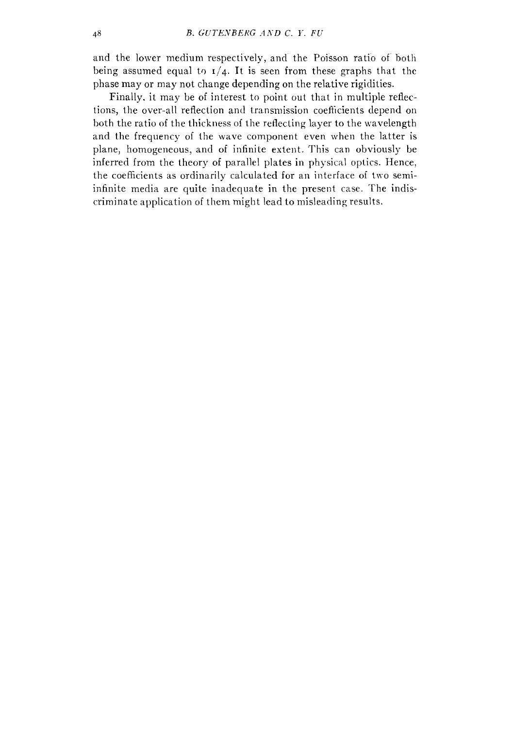and the lower medium respectively, and the Poisson ratio of both being assumed equal to $1/4$. It is seen from these graphs that the phase may or may not change depending on the relative rigidities.

Finally, it may be of interest to point out that in multiple reflections, the over-all reflection and transmission coefficients depend on both the ratio of the thickness of the reflecting layer to the wavelength and the frequency of the wave component even when the latter is plane, homogeneous, and of infinite extent. This can obviously be inferred from the theory of parallel plates in physical optics. Hence, the coefficients as ordinarily calculated for an interface of two semi-infinite media are quite inadequate in the present case. The indiscriminate application of them might lead to misleading results.